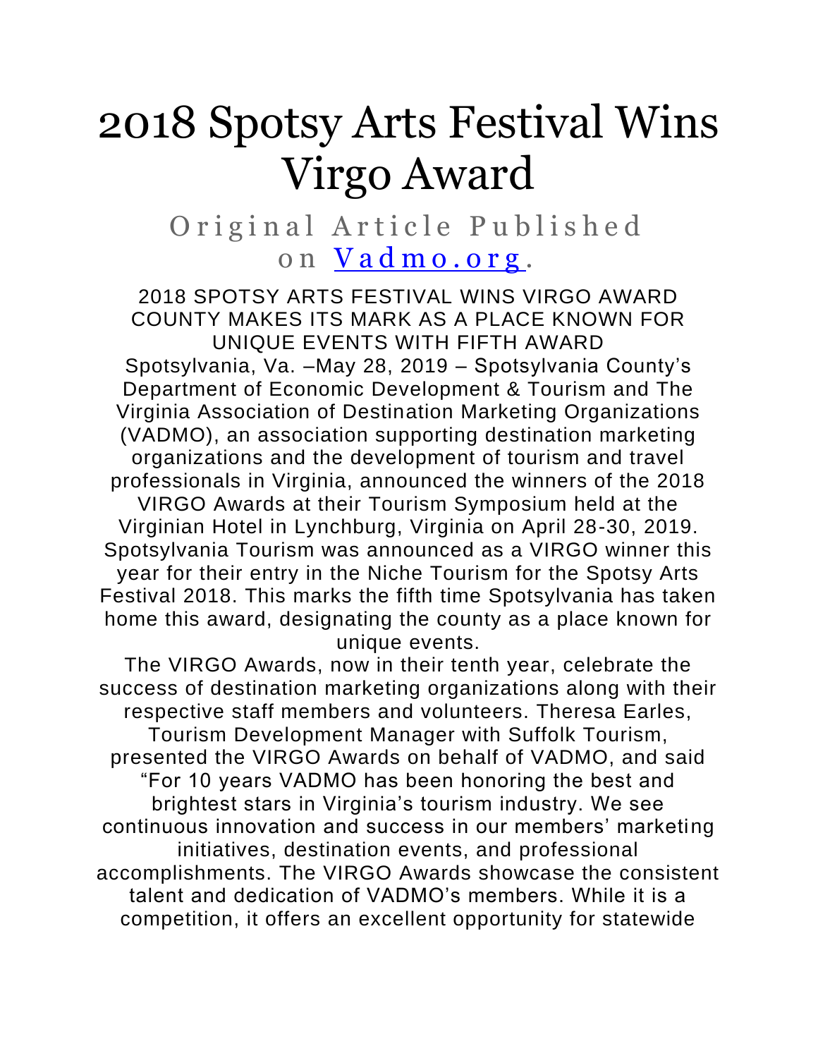# 2018 Spotsy Arts Festival Wins Virgo Award

## Original Article Published on [Vadmo.org](Vadmo.org).

2018 SPOTSY ARTS FESTIVAL WINS VIRGO AWARD
COUNTY MAKES ITS MARK AS A PLACE KNOWN FOR UNIQUE EVENTS WITH FIFTH AWARD

Spotsylvania, Va. –May 28, 2019 – Spotsylvania County's Department of Economic Development & Tourism and The Virginia Association of Destination Marketing Organizations (VADMO), an association supporting destination marketing organizations and the development of tourism and travel professionals in Virginia, announced the winners of the 2018 VIRGO Awards at their Tourism Symposium held at the Virginian Hotel in Lynchburg, Virginia on April 28-30, 2019. Spotsylvania Tourism was announced as a VIRGO winner this year for their entry in the Niche Tourism for the Spotsy Arts Festival 2018. This marks the fifth time Spotsylvania has taken home this award, designating the county as a place known for unique events.

The VIRGO Awards, now in their tenth year, celebrate the success of destination marketing organizations along with their respective staff members and volunteers. Theresa Earles, Tourism Development Manager with Suffolk Tourism, presented the VIRGO Awards on behalf of VADMO, and said "For 10 years VADMO has been honoring the best and brightest stars in Virginia's tourism industry. We see continuous innovation and success in our members' marketing initiatives, destination events, and professional accomplishments. The VIRGO Awards showcase the consistent talent and dedication of VADMO's members. While it is a competition, it offers an excellent opportunity for statewide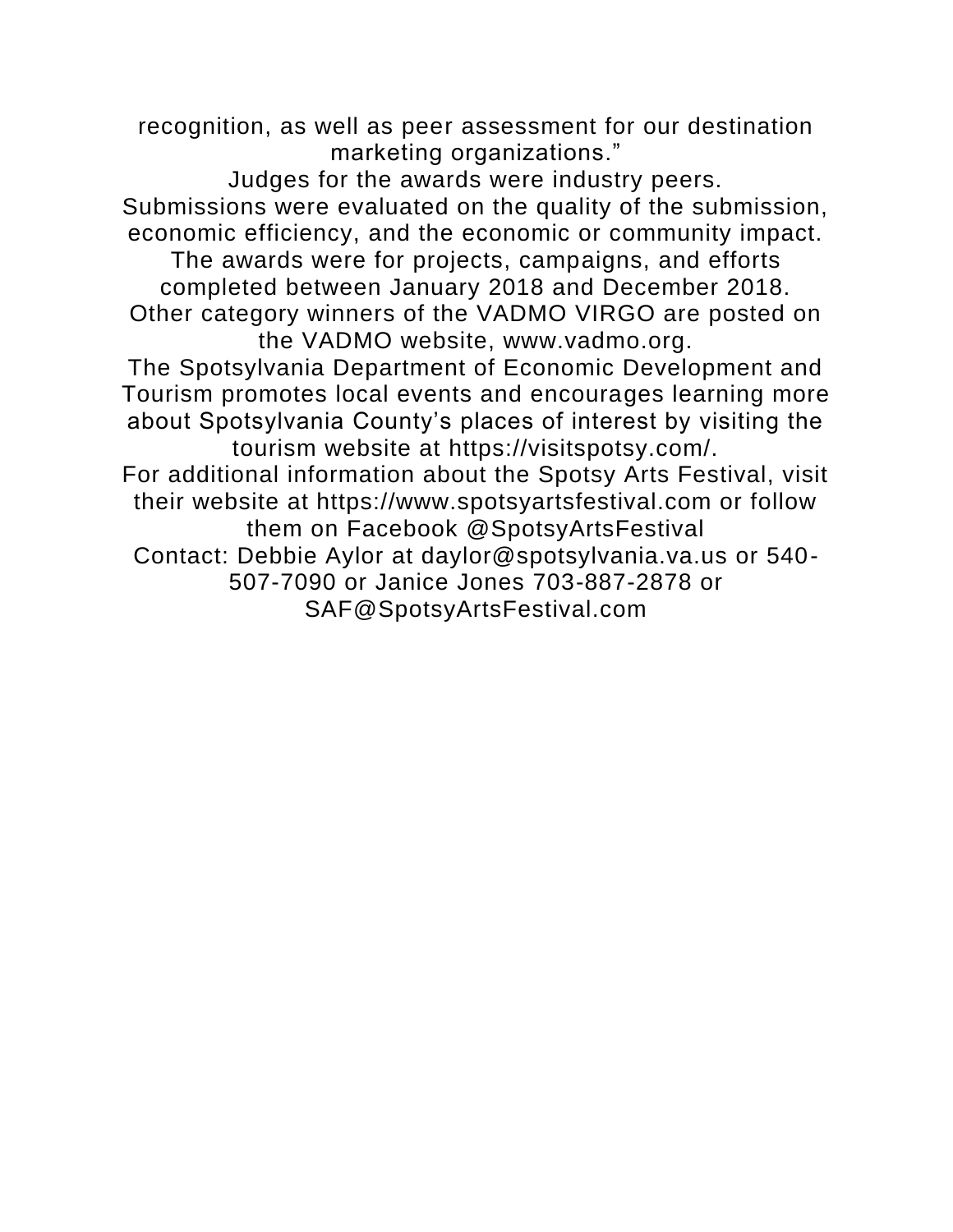recognition, as well as peer assessment for our destination marketing organizations."

Judges for the awards were industry peers.

Submissions were evaluated on the quality of the submission, economic efficiency, and the economic or community impact.

The awards were for projects, campaigns, and efforts completed between January 2018 and December 2018.

Other category winners of the VADMO VIRGO are posted on the VADMO website, www.vadmo.org.

The Spotsylvania Department of Economic Development and Tourism promotes local events and encourages learning more about Spotsylvania County's places of interest by visiting the tourism website at https://visitspotsy.com/.

For additional information about the Spotsy Arts Festival, visit their website at https://www.spotsyartsfestival.com or follow them on Facebook @SpotsyArtsFestival

Contact: Debbie Aylor at daylor@spotsylvania.va.us or 540-507-7090 or Janice Jones 703-887-2878 or SAF@SpotsyArtsFestival.com